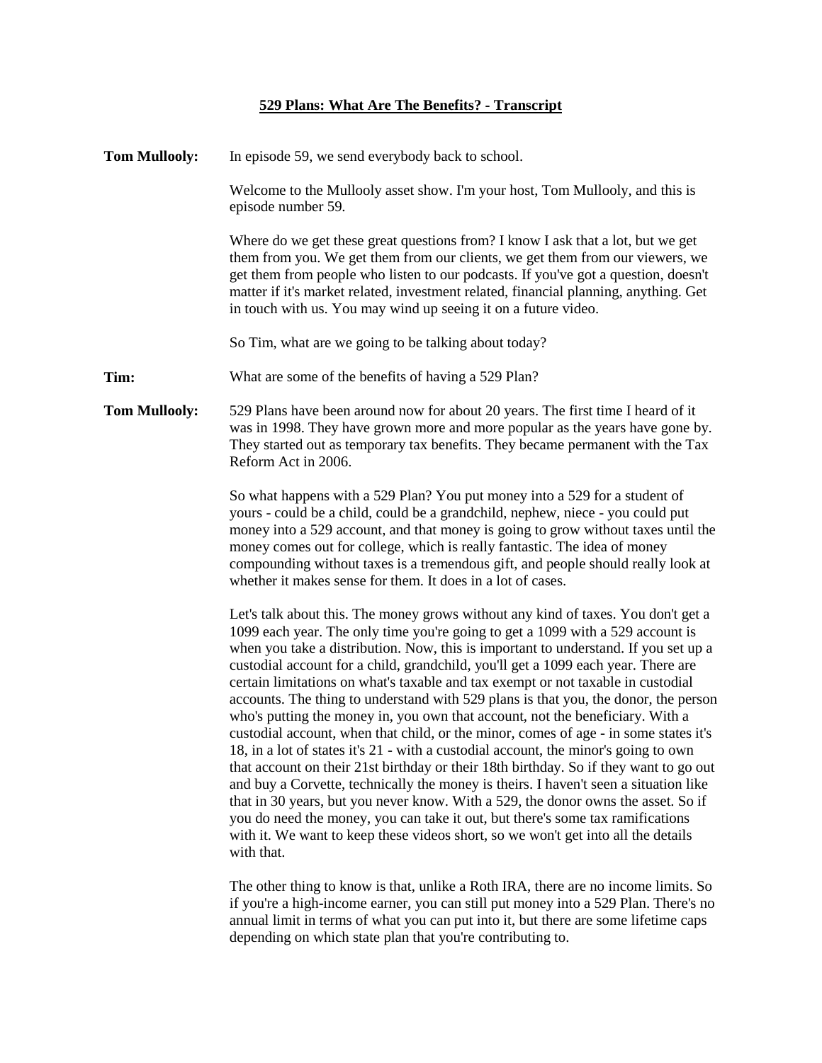# 529 Plans: What Are The Benefits? - Transcript

**Tom Mullooly:** In episode 59, we send everybody back to school.

Welcome to the Mullooly asset show. I'm your host, Tom Mullooly, and this is episode number 59.

Where do we get these great questions from? I know I ask that a lot, but we get them from you. We get them from our clients, we get them from our viewers, we get them from people who listen to our podcasts. If you've got a question, doesn't matter if it's market related, investment related, financial planning, anything. Get in touch with us. You may wind up seeing it on a future video.

So Tim, what are we going to be talking about today?

**Tim:** What are some of the benefits of having a 529 Plan?

**Tom Mullooly:** 529 Plans have been around now for about 20 years. The first time I heard of it was in 1998. They have grown more and more popular as the years have gone by. They started out as temporary tax benefits. They became permanent with the Tax Reform Act in 2006.

So what happens with a 529 Plan? You put money into a 529 for a student of yours - could be a child, could be a grandchild, nephew, niece - you could put money into a 529 account, and that money is going to grow without taxes until the money comes out for college, which is really fantastic. The idea of money compounding without taxes is a tremendous gift, and people should really look at whether it makes sense for them. It does in a lot of cases.

Let's talk about this. The money grows without any kind of taxes. You don't get a 1099 each year. The only time you're going to get a 1099 with a 529 account is when you take a distribution. Now, this is important to understand. If you set up a custodial account for a child, grandchild, you'll get a 1099 each year. There are certain limitations on what's taxable and tax exempt or not taxable in custodial accounts. The thing to understand with 529 plans is that you, the donor, the person who's putting the money in, you own that account, not the beneficiary. With a custodial account, when that child, or the minor, comes of age - in some states it's 18, in a lot of states it's 21 - with a custodial account, the minor's going to own that account on their 21st birthday or their 18th birthday. So if they want to go out and buy a Corvette, technically the money is theirs. I haven't seen a situation like that in 30 years, but you never know. With a 529, the donor owns the asset. So if you do need the money, you can take it out, but there's some tax ramifications with it. We want to keep these videos short, so we won't get into all the details with that.

The other thing to know is that, unlike a Roth IRA, there are no income limits. So if you're a high-income earner, you can still put money into a 529 Plan. There's no annual limit in terms of what you can put into it, but there are some lifetime caps depending on which state plan that you're contributing to.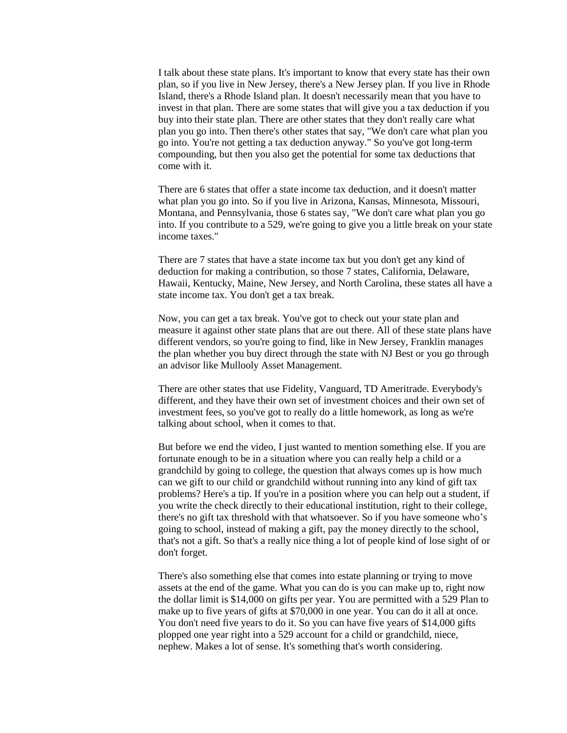I talk about these state plans. It's important to know that every state has their own plan, so if you live in New Jersey, there's a New Jersey plan. If you live in Rhode Island, there's a Rhode Island plan. It doesn't necessarily mean that you have to invest in that plan. There are some states that will give you a tax deduction if you buy into their state plan. There are other states that they don't really care what plan you go into. Then there's other states that say, "We don't care what plan you go into. You're not getting a tax deduction anyway." So you've got long-term compounding, but then you also get the potential for some tax deductions that come with it.

There are 6 states that offer a state income tax deduction, and it doesn't matter what plan you go into. So if you live in Arizona, Kansas, Minnesota, Missouri, Montana, and Pennsylvania, those 6 states say, "We don't care what plan you go into. If you contribute to a 529, we're going to give you a little break on your state income taxes."

There are 7 states that have a state income tax but you don't get any kind of deduction for making a contribution, so those 7 states, California, Delaware, Hawaii, Kentucky, Maine, New Jersey, and North Carolina, these states all have a state income tax. You don't get a tax break.

Now, you can get a tax break. You've got to check out your state plan and measure it against other state plans that are out there. All of these state plans have different vendors, so you're going to find, like in New Jersey, Franklin manages the plan whether you buy direct through the state with NJ Best or you go through an advisor like Mullooly Asset Management.

There are other states that use Fidelity, Vanguard, TD Ameritrade. Everybody's different, and they have their own set of investment choices and their own set of investment fees, so you've got to really do a little homework, as long as we're talking about school, when it comes to that.

But before we end the video, I just wanted to mention something else. If you are fortunate enough to be in a situation where you can really help a child or a grandchild by going to college, the question that always comes up is how much can we gift to our child or grandchild without running into any kind of gift tax problems? Here's a tip. If you're in a position where you can help out a student, if you write the check directly to their educational institution, right to their college, there's no gift tax threshold with that whatsoever. So if you have someone who's going to school, instead of making a gift, pay the money directly to the school, that's not a gift. So that's a really nice thing a lot of people kind of lose sight of or don't forget.

There's also something else that comes into estate planning or trying to move assets at the end of the game. What you can do is you can make up to, right now the dollar limit is $14,000 on gifts per year. You are permitted with a 529 Plan to make up to five years of gifts at $70,000 in one year. You can do it all at once. You don't need five years to do it. So you can have five years of $14,000 gifts plopped one year right into a 529 account for a child or grandchild, niece, nephew. Makes a lot of sense. It's something that's worth considering.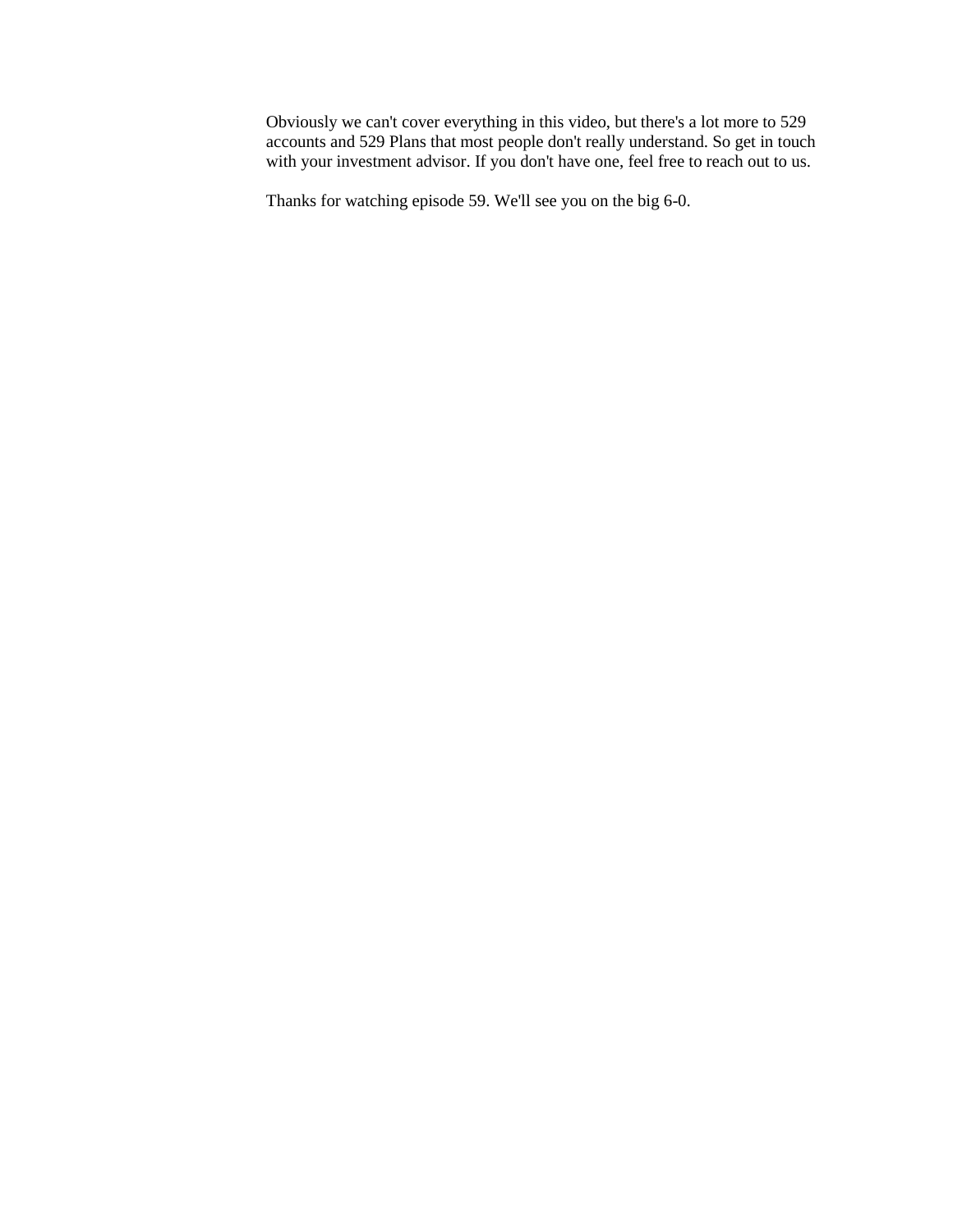Obviously we can't cover everything in this video, but there's a lot more to 529 accounts and 529 Plans that most people don't really understand. So get in touch with your investment advisor. If you don't have one, feel free to reach out to us.

Thanks for watching episode 59. We'll see you on the big 6-0.